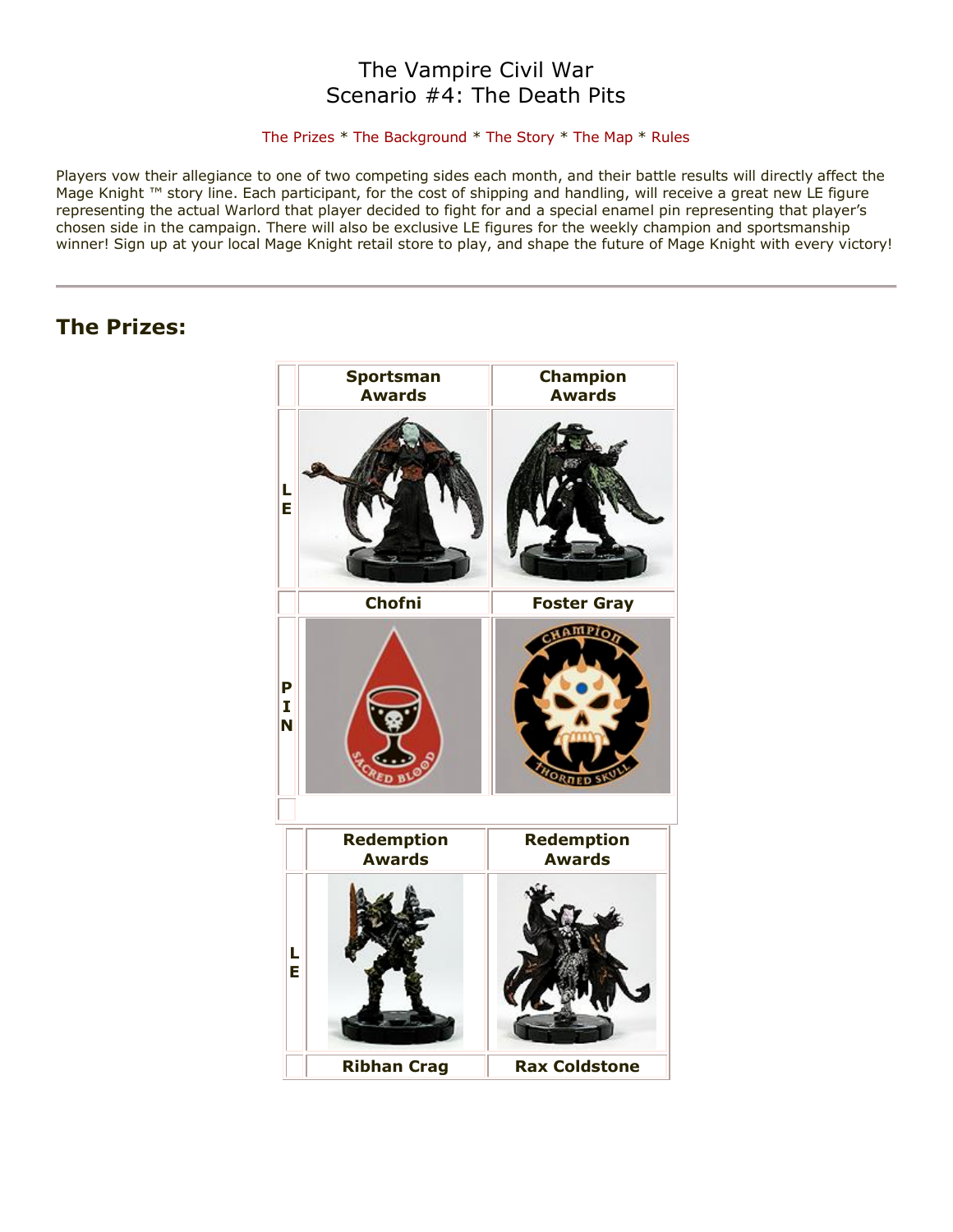# The Vampire Civil War
# Scenario #4: The Death Pits

The Prizes * The Background * The Story * The Map * Rules

Players vow their allegiance to one of two competing sides each month, and their battle results will directly affect the Mage Knight ™ story line. Each participant, for the cost of shipping and handling, will receive a great new LE figure representing the actual Warlord that player decided to fight for and a special enamel pin representing that player's chosen side in the campaign. There will also be exclusive LE figures for the weekly champion and sportsmanship winner! Sign up at your local Mage Knight retail store to play, and shape the future of Mage Knight with every victory!

---

## The Prizes:

| | Sportsman Awards | Champion Awards |
|---|---|---|
| L E | | |
| | Chofni | Foster Gray |
| P I N | SACRED BLOOD | CHAMPION THORNED SKULL |

| | Redemption Awards | Redemption Awards |
|---|---|---|
| L E | | |
| | Ribhan Crag | Rax Coldstone |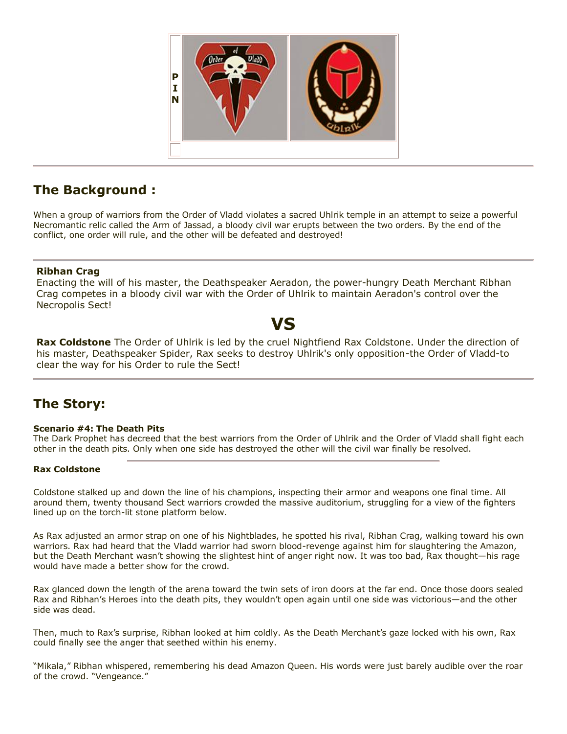P
I
N

## The Background :

When a group of warriors from the Order of Vladd violates a sacred Uhlrik temple in an attempt to seize a powerful Necromantic relic called the Arm of Jassad, a bloody civil war erupts between the two orders. By the end of the conflict, one order will rule, and the other will be defeated and destroyed!

**Ribhan Crag**
Enacting the will of his master, the Deathspeaker Aeradon, the power-hungry Death Merchant Ribhan Crag competes in a bloody civil war with the Order of Uhlrik to maintain Aeradon's control over the Necropolis Sect!

# VS

**Rax Coldstone** The Order of Uhlrik is led by the cruel Nightfiend Rax Coldstone. Under the direction of his master, Deathspeaker Spider, Rax seeks to destroy Uhlrik's only opposition-the Order of Vladd-to clear the way for his Order to rule the Sect!

## The Story:

**Scenario #4: The Death Pits**
The Dark Prophet has decreed that the best warriors from the Order of Uhlrik and the Order of Vladd shall fight each other in the death pits. Only when one side has destroyed the other will the civil war finally be resolved.

**Rax Coldstone**

Coldstone stalked up and down the line of his champions, inspecting their armor and weapons one final time. All around them, twenty thousand Sect warriors crowded the massive auditorium, struggling for a view of the fighters lined up on the torch-lit stone platform below.

As Rax adjusted an armor strap on one of his Nightblades, he spotted his rival, Ribhan Crag, walking toward his own warriors. Rax had heard that the Vladd warrior had sworn blood-revenge against him for slaughtering the Amazon, but the Death Merchant wasn't showing the slightest hint of anger right now. It was too bad, Rax thought—his rage would have made a better show for the crowd.

Rax glanced down the length of the arena toward the twin sets of iron doors at the far end. Once those doors sealed Rax and Ribhan's Heroes into the death pits, they wouldn't open again until one side was victorious—and the other side was dead.

Then, much to Rax's surprise, Ribhan looked at him coldly. As the Death Merchant's gaze locked with his own, Rax could finally see the anger that seethed within his enemy.

"Mikala," Ribhan whispered, remembering his dead Amazon Queen. His words were just barely audible over the roar of the crowd. "Vengeance."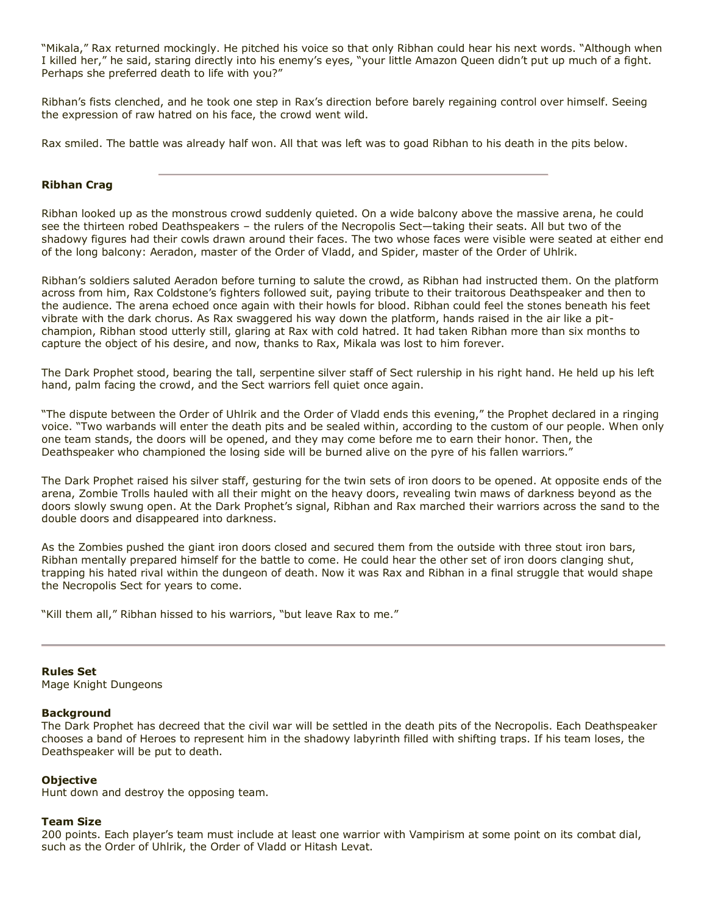"Mikala," Rax returned mockingly. He pitched his voice so that only Ribhan could hear his next words. "Although when I killed her," he said, staring directly into his enemy's eyes, "your little Amazon Queen didn't put up much of a fight. Perhaps she preferred death to life with you?"

Ribhan's fists clenched, and he took one step in Rax's direction before barely regaining control over himself. Seeing the expression of raw hatred on his face, the crowd went wild.

Rax smiled. The battle was already half won. All that was left was to goad Ribhan to his death in the pits below.

---

**Ribhan Crag**

Ribhan looked up as the monstrous crowd suddenly quieted. On a wide balcony above the massive arena, he could see the thirteen robed Deathspeakers – the rulers of the Necropolis Sect—taking their seats. All but two of the shadowy figures had their cowls drawn around their faces. The two whose faces were visible were seated at either end of the long balcony: Aeradon, master of the Order of Vladd, and Spider, master of the Order of Uhlrik.

Ribhan's soldiers saluted Aeradon before turning to salute the crowd, as Ribhan had instructed them. On the platform across from him, Rax Coldstone's fighters followed suit, paying tribute to their traitorous Deathspeaker and then to the audience. The arena echoed once again with their howls for blood. Ribhan could feel the stones beneath his feet vibrate with the dark chorus. As Rax swaggered his way down the platform, hands raised in the air like a pit-champion, Ribhan stood utterly still, glaring at Rax with cold hatred. It had taken Ribhan more than six months to capture the object of his desire, and now, thanks to Rax, Mikala was lost to him forever.

The Dark Prophet stood, bearing the tall, serpentine silver staff of Sect rulership in his right hand. He held up his left hand, palm facing the crowd, and the Sect warriors fell quiet once again.

"The dispute between the Order of Uhlrik and the Order of Vladd ends this evening," the Prophet declared in a ringing voice. "Two warbands will enter the death pits and be sealed within, according to the custom of our people. When only one team stands, the doors will be opened, and they may come before me to earn their honor. Then, the Deathspeaker who championed the losing side will be burned alive on the pyre of his fallen warriors."

The Dark Prophet raised his silver staff, gesturing for the twin sets of iron doors to be opened. At opposite ends of the arena, Zombie Trolls hauled with all their might on the heavy doors, revealing twin maws of darkness beyond as the doors slowly swung open. At the Dark Prophet's signal, Ribhan and Rax marched their warriors across the sand to the double doors and disappeared into darkness.

As the Zombies pushed the giant iron doors closed and secured them from the outside with three stout iron bars, Ribhan mentally prepared himself for the battle to come. He could hear the other set of iron doors clanging shut, trapping his hated rival within the dungeon of death. Now it was Rax and Ribhan in a final struggle that would shape the Necropolis Sect for years to come.

"Kill them all," Ribhan hissed to his warriors, "but leave Rax to me."

---

**Rules Set**
Mage Knight Dungeons

**Background**
The Dark Prophet has decreed that the civil war will be settled in the death pits of the Necropolis. Each Deathspeaker chooses a band of Heroes to represent him in the shadowy labyrinth filled with shifting traps. If his team loses, the Deathspeaker will be put to death.

**Objective**
Hunt down and destroy the opposing team.

**Team Size**
200 points. Each player's team must include at least one warrior with Vampirism at some point on its combat dial, such as the Order of Uhlrik, the Order of Vladd or Hitash Levat.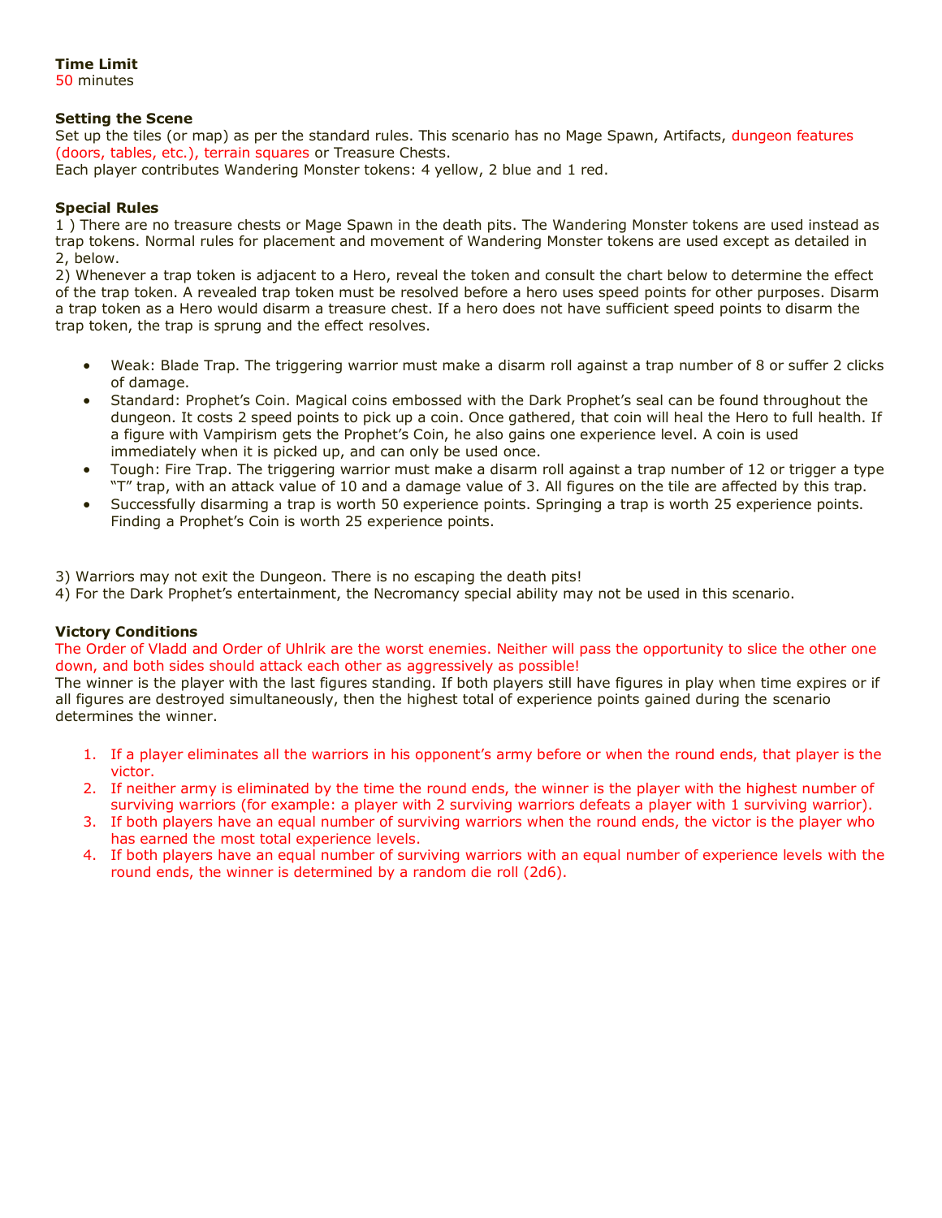**Time Limit**
50 minutes

**Setting the Scene**
Set up the tiles (or map) as per the standard rules. This scenario has no Mage Spawn, Artifacts, dungeon features (doors, tables, etc.), terrain squares or Treasure Chests.
Each player contributes Wandering Monster tokens: 4 yellow, 2 blue and 1 red.

**Special Rules**
1 ) There are no treasure chests or Mage Spawn in the death pits. The Wandering Monster tokens are used instead as trap tokens. Normal rules for placement and movement of Wandering Monster tokens are used except as detailed in 2, below.
2) Whenever a trap token is adjacent to a Hero, reveal the token and consult the chart below to determine the effect of the trap token. A revealed trap token must be resolved before a hero uses speed points for other purposes. Disarm a trap token as a Hero would disarm a treasure chest. If a hero does not have sufficient speed points to disarm the trap token, the trap is sprung and the effect resolves.

- Weak: Blade Trap. The triggering warrior must make a disarm roll against a trap number of 8 or suffer 2 clicks of damage.
- Standard: Prophet's Coin. Magical coins embossed with the Dark Prophet's seal can be found throughout the dungeon. It costs 2 speed points to pick up a coin. Once gathered, that coin will heal the Hero to full health. If a figure with Vampirism gets the Prophet's Coin, he also gains one experience level. A coin is used immediately when it is picked up, and can only be used once.
- Tough: Fire Trap. The triggering warrior must make a disarm roll against a trap number of 12 or trigger a type "T" trap, with an attack value of 10 and a damage value of 3. All figures on the tile are affected by this trap.
- Successfully disarming a trap is worth 50 experience points. Springing a trap is worth 25 experience points. Finding a Prophet's Coin is worth 25 experience points.

3) Warriors may not exit the Dungeon. There is no escaping the death pits!
4) For the Dark Prophet's entertainment, the Necromancy special ability may not be used in this scenario.

**Victory Conditions**
The Order of Vladd and Order of Uhlrik are the worst enemies. Neither will pass the opportunity to slice the other one down, and both sides should attack each other as aggressively as possible!
The winner is the player with the last figures standing. If both players still have figures in play when time expires or if all figures are destroyed simultaneously, then the highest total of experience points gained during the scenario determines the winner.

1. If a player eliminates all the warriors in his opponent's army before or when the round ends, that player is the victor.
2. If neither army is eliminated by the time the round ends, the winner is the player with the highest number of surviving warriors (for example: a player with 2 surviving warriors defeats a player with 1 surviving warrior).
3. If both players have an equal number of surviving warriors when the round ends, the victor is the player who has earned the most total experience levels.
4. If both players have an equal number of surviving warriors with an equal number of experience levels with the round ends, the winner is determined by a random die roll (2d6).